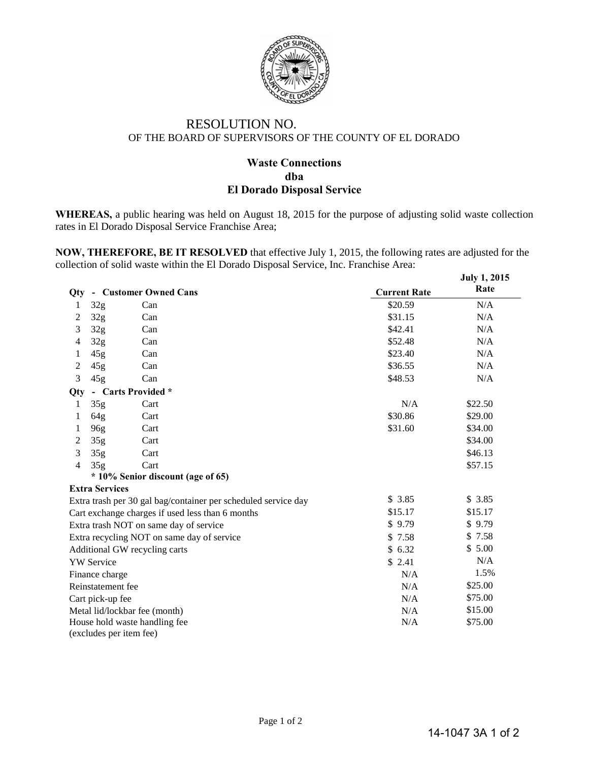# RESOLUTION NO.

## OF THE BOARD OF SUPERVISORS OF THE COUNTY OF EL DORADO

### Waste Connections
### dba
### El Dorado Disposal Service

**WHEREAS,** a public hearing was held on August 18, 2015 for the purpose of adjusting solid waste collection rates in El Dorado Disposal Service Franchise Area;

**NOW, THEREFORE, BE IT RESOLVED** that effective July 1, 2015, the following rates are adjusted for the collection of solid waste within the El Dorado Disposal Service, Inc. Franchise Area:

| Qty | - Customer Owned Cans | | Current Rate | July 1, 2015 Rate |
|---|---|---|---|---|
| 1 | 32g | Can | $20.59 | N/A |
| 2 | 32g | Can | $31.15 | N/A |
| 3 | 32g | Can | $42.41 | N/A |
| 4 | 32g | Can | $52.48 | N/A |
| 1 | 45g | Can | $23.40 | N/A |
| 2 | 45g | Can | $36.55 | N/A |
| 3 | 45g | Can | $48.53 | N/A |
| **Qty** | **- Carts Provided *** | | | |
| 1 | 35g | Cart | N/A | $22.50 |
| 1 | 64g | Cart | $30.86 | $29.00 |
| 1 | 96g | Cart | $31.60 | $34.00 |
| 2 | 35g | Cart | | $34.00 |
| 3 | 35g | Cart | | $46.13 |
| 4 | 35g | Cart | | $57.15 |
| | *** 10% Senior discount (age of 65)** | | | |
| **Extra Services** | | | | |
| Extra trash per 30 gal bag/container per scheduled service day | | | $ 3.85 | $ 3.85 |
| Cart exchange charges if used less than 6 months | | | $15.17 | $15.17 |
| Extra trash NOT on same day of service | | | $ 9.79 | $ 9.79 |
| Extra recycling NOT on same day of service | | | $ 7.58 | $ 7.58 |
| Additional GW recycling carts | | | $ 6.32 | $ 5.00 |
| YW Service | | | $ 2.41 | N/A |
| Finance charge | | | N/A | 1.5% |
| Reinstatement fee | | | N/A | $25.00 |
| Cart pick-up fee | | | N/A | $75.00 |
| Metal lid/lockbar fee (month) | | | N/A | $15.00 |
| House hold waste handling fee (excludes per item fee) | | | N/A | $75.00 |

14-1047 3A 1 of 2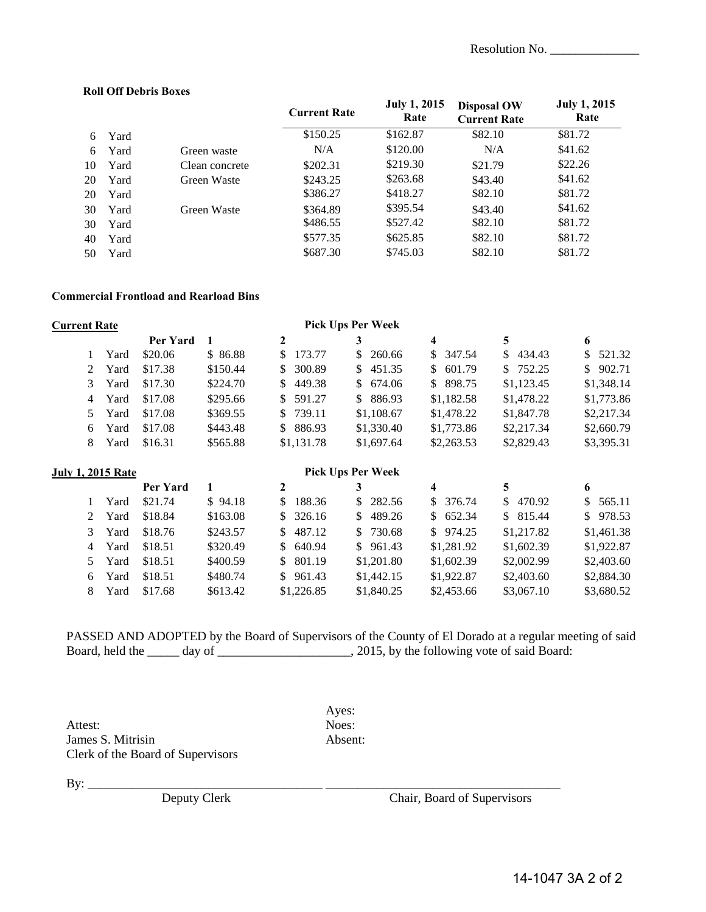Resolution No. ______________

**Roll Off Debris Boxes**

| | | | Current Rate | July 1, 2015 Rate | Disposal OW Current Rate | July 1, 2015 Rate |
|---|---|---|---|---|---|---|
| 6 | Yard | | $150.25 | $162.87 | $82.10 | $81.72 |
| 6 | Yard | Green waste | N/A | $120.00 | N/A | $41.62 |
| 10 | Yard | Clean concrete | $202.31 | $219.30 | $21.79 | $22.26 |
| 20 | Yard | Green Waste | $243.25 | $263.68 | $43.40 | $41.62 |
| 20 | Yard | | $386.27 | $418.27 | $82.10 | $81.72 |
| 30 | Yard | Green Waste | $364.89 | $395.54 | $43.40 | $41.62 |
| 30 | Yard | | $486.55 | $527.42 | $82.10 | $81.72 |
| 40 | Yard | | $577.35 | $625.85 | $82.10 | $81.72 |
| 50 | Yard | | $687.30 | $745.03 | $82.10 | $81.72 |

**Commercial Frontload and Rearload Bins**

**Current Rate** — Pick Ups Per Week

| | | Per Yard | 1 | 2 | 3 | 4 | 5 | 6 |
|---|---|---|---|---|---|---|---|---|
| 1 | Yard | $20.06 | $ 86.88 | $ 173.77 | $ 260.66 | $ 347.54 | $ 434.43 | $ 521.32 |
| 2 | Yard | $17.38 | $150.44 | $ 300.89 | $ 451.35 | $ 601.79 | $ 752.25 | $ 902.71 |
| 3 | Yard | $17.30 | $224.70 | $ 449.38 | $ 674.06 | $ 898.75 | $1,123.45 | $1,348.14 |
| 4 | Yard | $17.08 | $295.66 | $ 591.27 | $ 886.93 | $1,182.58 | $1,478.22 | $1,773.86 |
| 5 | Yard | $17.08 | $369.55 | $ 739.11 | $1,108.67 | $1,478.22 | $1,847.78 | $2,217.34 |
| 6 | Yard | $17.08 | $443.48 | $ 886.93 | $1,330.40 | $1,773.86 | $2,217.34 | $2,660.79 |
| 8 | Yard | $16.31 | $565.88 | $1,131.78 | $1,697.64 | $2,263.53 | $2,829.43 | $3,395.31 |

**July 1, 2015 Rate** — Pick Ups Per Week

| | | Per Yard | 1 | 2 | 3 | 4 | 5 | 6 |
|---|---|---|---|---|---|---|---|---|
| 1 | Yard | $21.74 | $ 94.18 | $ 188.36 | $ 282.56 | $ 376.74 | $ 470.92 | $ 565.11 |
| 2 | Yard | $18.84 | $163.08 | $ 326.16 | $ 489.26 | $ 652.34 | $ 815.44 | $ 978.53 |
| 3 | Yard | $18.76 | $243.57 | $ 487.12 | $ 730.68 | $ 974.25 | $1,217.82 | $1,461.38 |
| 4 | Yard | $18.51 | $320.49 | $ 640.94 | $ 961.43 | $1,281.92 | $1,602.39 | $1,922.87 |
| 5 | Yard | $18.51 | $400.59 | $ 801.19 | $1,201.80 | $1,602.39 | $2,002.99 | $2,403.60 |
| 6 | Yard | $18.51 | $480.74 | $ 961.43 | $1,442.15 | $1,922.87 | $2,403.60 | $2,884.30 |
| 8 | Yard | $17.68 | $613.42 | $1,226.85 | $1,840.25 | $2,453.66 | $3,067.10 | $3,680.52 |

PASSED AND ADOPTED by the Board of Supervisors of the County of El Dorado at a regular meeting of said Board, held the _____ day of _____________________, 2015, by the following vote of said Board:

Attest:
James S. Mitrisin
Clerk of the Board of Supervisors

Ayes:
Noes:
Absent:

By: ____________________________________ ____________________________________

Deputy Clerk — Chair, Board of Supervisors

14-1047 3A 2 of 2